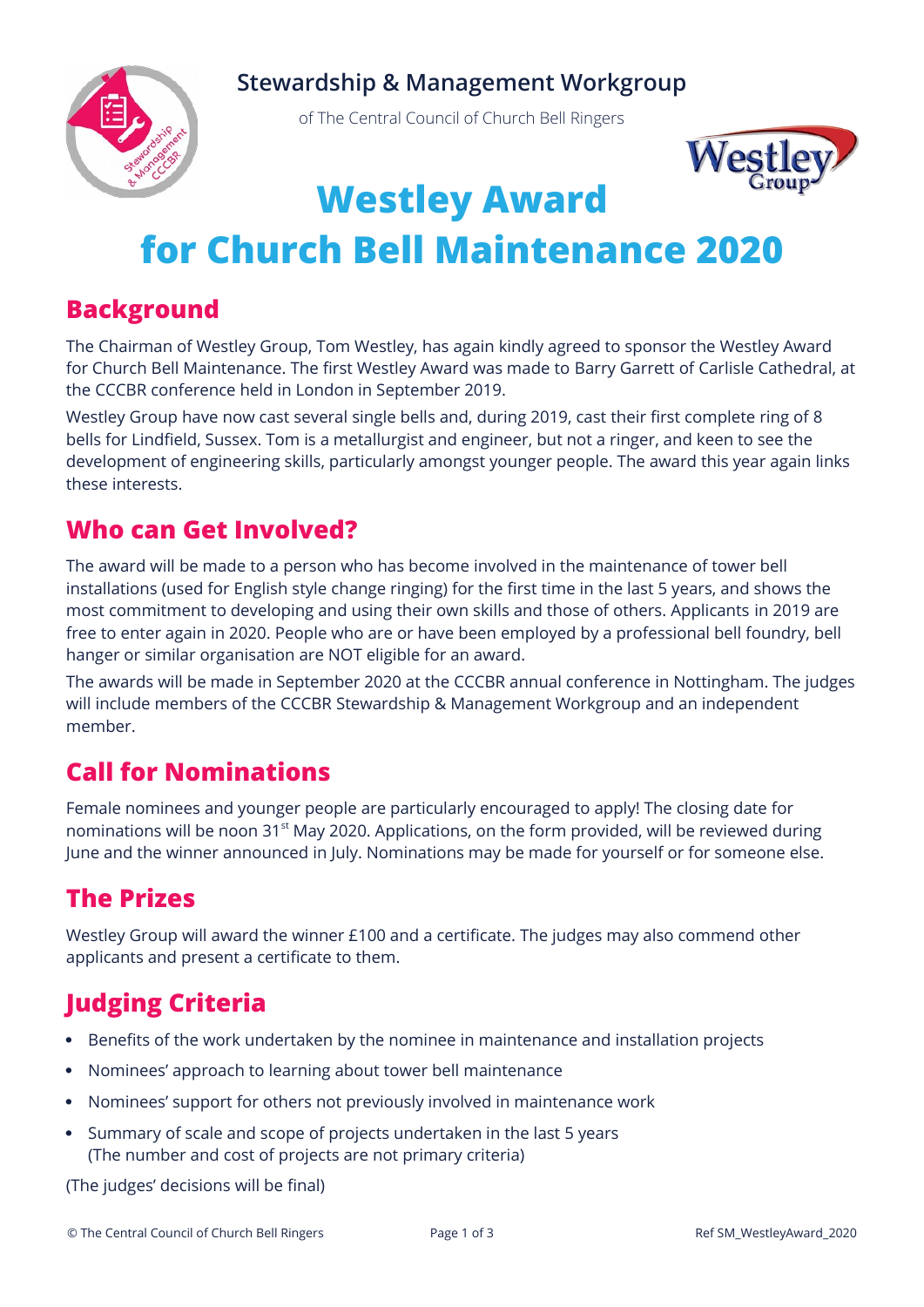## Stewardship & Management Workgroup

of The Central Council of Church Bell Ringers

# Westley Award for Church Bell Maintenance 2020

## Background

The Chairman of Westley Group, Tom Westley, has again kindly agreed to sponsor the Westley Award for Church Bell Maintenance. The first Westley Award was made to Barry Garrett of Carlisle Cathedral, at the CCCBR conference held in London in September 2019.

Westley Group have now cast several single bells and, during 2019, cast their first complete ring of 8 bells for Lindfield, Sussex. Tom is a metallurgist and engineer, but not a ringer, and keen to see the development of engineering skills, particularly amongst younger people. The award this year again links these interests.

## Who can Get Involved?

The award will be made to a person who has become involved in the maintenance of tower bell installations (used for English style change ringing) for the first time in the last 5 years, and shows the most commitment to developing and using their own skills and those of others. Applicants in 2019 are free to enter again in 2020. People who are or have been employed by a professional bell foundry, bell hanger or similar organisation are NOT eligible for an award.

The awards will be made in September 2020 at the CCCBR annual conference in Nottingham. The judges will include members of the CCCBR Stewardship & Management Workgroup and an independent member.

## Call for Nominations

Female nominees and younger people are particularly encouraged to apply! The closing date for nominations will be noon 31st May 2020. Applications, on the form provided, will be reviewed during June and the winner announced in July. Nominations may be made for yourself or for someone else.

## The Prizes

Westley Group will award the winner £100 and a certificate. The judges may also commend other applicants and present a certificate to them.

## Judging Criteria

- Benefits of the work undertaken by the nominee in maintenance and installation projects
- Nominees' approach to learning about tower bell maintenance
- Nominees' support for others not previously involved in maintenance work
- Summary of scale and scope of projects undertaken in the last 5 years
  (The number and cost of projects are not primary criteria)

(The judges' decisions will be final)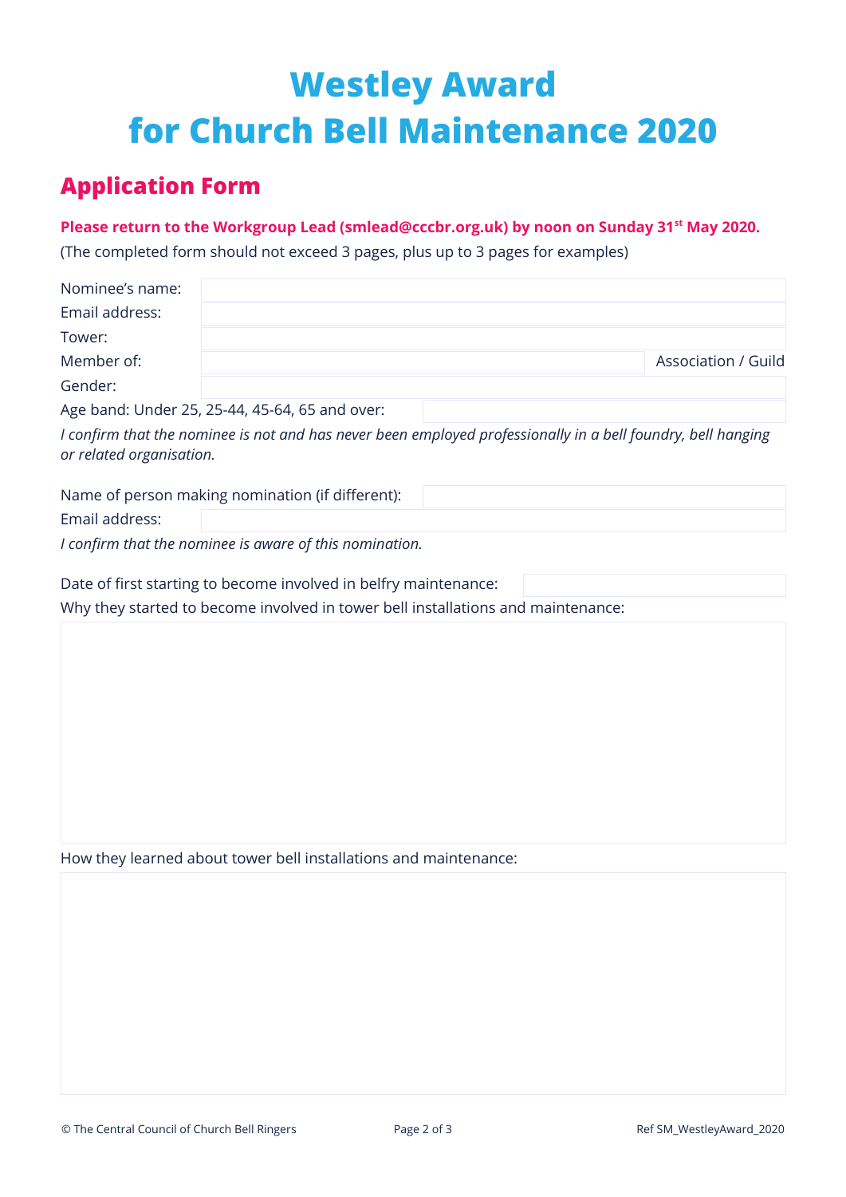# Westley Award for Church Bell Maintenance 2020

## Application Form

**Please return to the Workgroup Lead (smlead@cccbr.org.uk) by noon on Sunday 31st May 2020.**

(The completed form should not exceed 3 pages, plus up to 3 pages for examples)

Nominee's name:

Email address:

Tower:

Member of: Association / Guild

Gender:

Age band: Under 25, 25-44, 45-64, 65 and over:

*I confirm that the nominee is not and has never been employed professionally in a bell foundry, bell hanging or related organisation.*

Name of person making nomination (if different):

Email address:

*I confirm that the nominee is aware of this nomination.*

Date of first starting to become involved in belfry maintenance:

Why they started to become involved in tower bell installations and maintenance:

How they learned about tower bell installations and maintenance: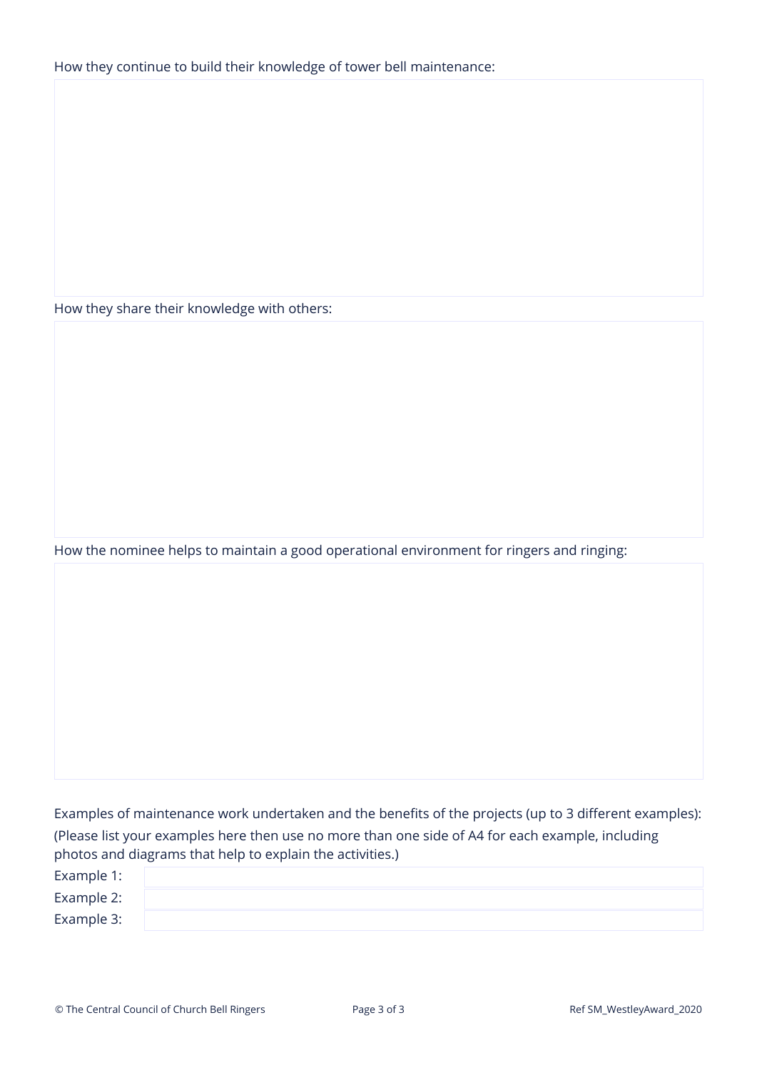How they continue to build their knowledge of tower bell maintenance:

How they share their knowledge with others:

How the nominee helps to maintain a good operational environment for ringers and ringing:

Examples of maintenance work undertaken and the benefits of the projects (up to 3 different examples):
(Please list your examples here then use no more than one side of A4 for each example, including photos and diagrams that help to explain the activities.)

| | |
|---|---|
| Example 1: | |
| Example 2: | |
| Example 3: | |

© The Central Council of Church Bell Ringers

Ref SM_WestleyAward_2020